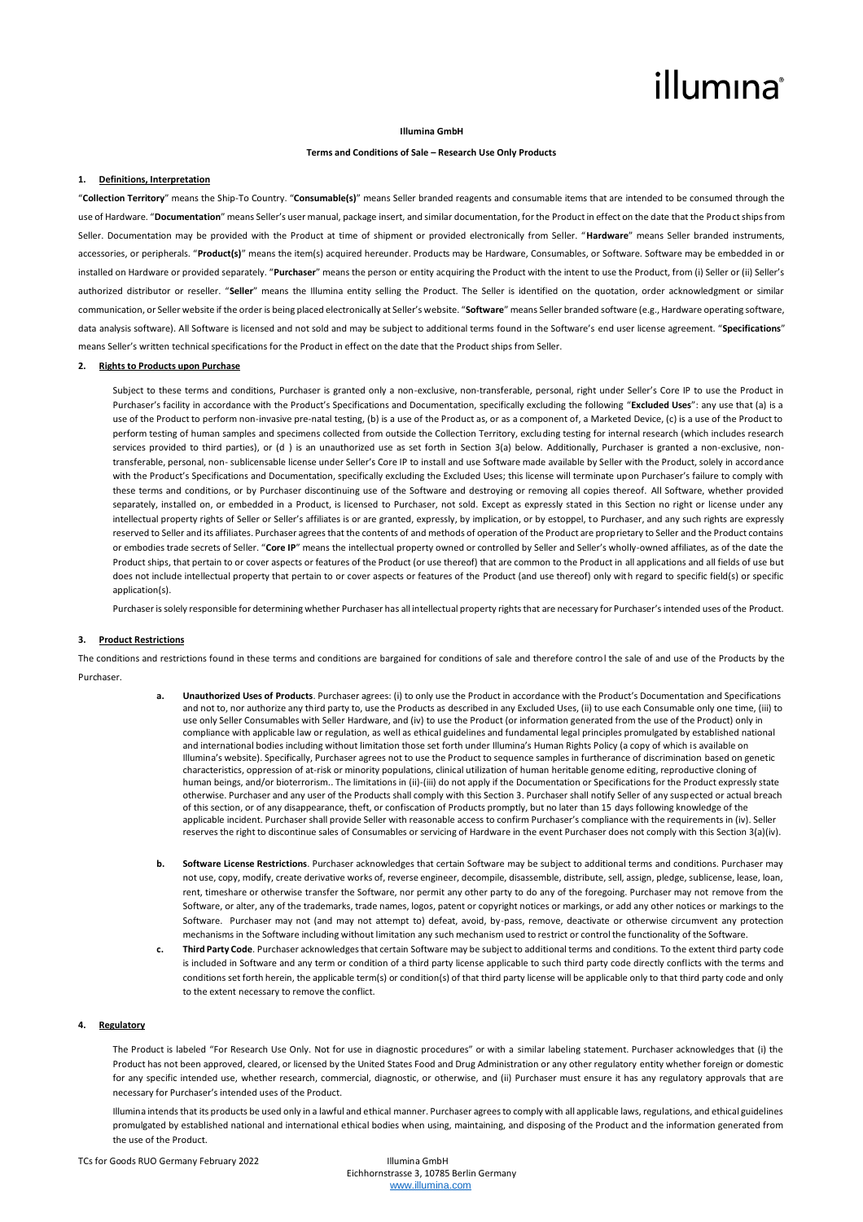illumina

**Illumina GmbH**

**Terms and Conditions of Sale – Research Use Only Products**

## 1. Definitions, Interpretation

"**Collection Territory**" means the Ship-To Country. "**Consumable(s)**" means Seller branded reagents and consumable items that are intended to be consumed through the use of Hardware. "**Documentation**" means Seller's user manual, package insert, and similar documentation, for the Product in effect on the date that the Product ships from Seller. Documentation may be provided with the Product at time of shipment or provided electronically from Seller. "**Hardware**" means Seller branded instruments, accessories, or peripherals. "**Product(s)**" means the item(s) acquired hereunder. Products may be Hardware, Consumables, or Software. Software may be embedded in or installed on Hardware or provided separately. "**Purchaser**" means the person or entity acquiring the Product with the intent to use the Product, from (i) Seller or (ii) Seller's authorized distributor or reseller. "**Seller**" means the Illumina entity selling the Product. The Seller is identified on the quotation, order acknowledgment or similar communication, or Seller website if the order is being placed electronically at Seller's website. "**Software**" means Seller branded software (e.g., Hardware operating software, data analysis software). All Software is licensed and not sold and may be subject to additional terms found in the Software's end user license agreement. "**Specifications**" means Seller's written technical specifications for the Product in effect on the date that the Product ships from Seller.

## 2. Rights to Products upon Purchase

Subject to these terms and conditions, Purchaser is granted only a non-exclusive, non-transferable, personal, right under Seller's Core IP to use the Product in Purchaser's facility in accordance with the Product's Specifications and Documentation, specifically excluding the following "**Excluded Uses**": any use that (a) is a use of the Product to perform non-invasive pre-natal testing, (b) is a use of the Product as, or as a component of, a Marketed Device, (c) is a use of the Product to perform testing of human samples and specimens collected from outside the Collection Territory, excluding testing for internal research (which includes research services provided to third parties), or (d ) is an unauthorized use as set forth in Section 3(a) below. Additionally, Purchaser is granted a non-exclusive, non-transferable, personal, non- sublicensable license under Seller's Core IP to install and use Software made available by Seller with the Product, solely in accordance with the Product's Specifications and Documentation, specifically excluding the Excluded Uses; this license will terminate upon Purchaser's failure to comply with these terms and conditions, or by Purchaser discontinuing use of the Software and destroying or removing all copies thereof. All Software, whether provided separately, installed on, or embedded in a Product, is licensed to Purchaser, not sold. Except as expressly stated in this Section no right or license under any intellectual property rights of Seller or Seller's affiliates is or are granted, expressly, by implication, or by estoppel, to Purchaser, and any such rights are expressly reserved to Seller and its affiliates. Purchaser agrees that the contents of and methods of operation of the Product are proprietary to Seller and the Product contains or embodies trade secrets of Seller. "**Core IP**" means the intellectual property owned or controlled by Seller and Seller's wholly-owned affiliates, as of the date the Product ships, that pertain to or cover aspects or features of the Product (or use thereof) that are common to the Product in all applications and all fields of use but does not include intellectual property that pertain to or cover aspects or features of the Product (and use thereof) only with regard to specific field(s) or specific application(s).

Purchaser is solely responsible for determining whether Purchaser has all intellectual property rights that are necessary for Purchaser's intended uses of the Product.

## 3. Product Restrictions

The conditions and restrictions found in these terms and conditions are bargained for conditions of sale and therefore control the sale of and use of the Products by the Purchaser.

a. **Unauthorized Uses of Products**. Purchaser agrees: (i) to only use the Product in accordance with the Product's Documentation and Specifications and not to, nor authorize any third party to, use the Products as described in any Excluded Uses, (ii) to use each Consumable only one time, (iii) to use only Seller Consumables with Seller Hardware, and (iv) to use the Product (or information generated from the use of the Product) only in compliance with applicable law or regulation, as well as ethical guidelines and fundamental legal principles promulgated by established national and international bodies including without limitation those set forth under Illumina's Human Rights Policy (a copy of which is available on Illumina's website). Specifically, Purchaser agrees not to use the Product to sequence samples in furtherance of discrimination based on genetic characteristics, oppression of at-risk or minority populations, clinical utilization of human heritable genome editing, reproductive cloning of human beings, and/or bioterrorism.. The limitations in (ii)-(iii) do not apply if the Documentation or Specifications for the Product expressly state otherwise. Purchaser and any user of the Products shall comply with this Section 3. Purchaser shall notify Seller of any suspected or actual breach of this section, or of any disappearance, theft, or confiscation of Products promptly, but no later than 15 days following knowledge of the applicable incident. Purchaser shall provide Seller with reasonable access to confirm Purchaser's compliance with the requirements in (iv). Seller reserves the right to discontinue sales of Consumables or servicing of Hardware in the event Purchaser does not comply with this Section 3(a)(iv).

b. **Software License Restrictions**. Purchaser acknowledges that certain Software may be subject to additional terms and conditions. Purchaser may not use, copy, modify, create derivative works of, reverse engineer, decompile, disassemble, distribute, sell, assign, pledge, sublicense, lease, loan, rent, timeshare or otherwise transfer the Software, nor permit any other party to do any of the foregoing. Purchaser may not remove from the Software, or alter, any of the trademarks, trade names, logos, patent or copyright notices or markings, or add any other notices or markings to the Software. Purchaser may not (and may not attempt to) defeat, avoid, by-pass, remove, deactivate or otherwise circumvent any protection mechanisms in the Software including without limitation any such mechanism used to restrict or control the functionality of the Software.

c. **Third Party Code**. Purchaser acknowledges that certain Software may be subject to additional terms and conditions. To the extent third party code is included in Software and any term or condition of a third party license applicable to such third party code directly conflicts with the terms and conditions set forth herein, the applicable term(s) or condition(s) of that third party license will be applicable only to that third party code and only to the extent necessary to remove the conflict.

## 4. Regulatory

The Product is labeled "For Research Use Only. Not for use in diagnostic procedures" or with a similar labeling statement. Purchaser acknowledges that (i) the Product has not been approved, cleared, or licensed by the United States Food and Drug Administration or any other regulatory entity whether foreign or domestic for any specific intended use, whether research, commercial, diagnostic, or otherwise, and (ii) Purchaser must ensure it has any regulatory approvals that are necessary for Purchaser's intended uses of the Product.

Illumina intends that its products be used only in a lawful and ethical manner. Purchaser agrees to comply with all applicable laws, regulations, and ethical guidelines promulgated by established national and international ethical bodies when using, maintaining, and disposing of the Product and the information generated from the use of the Product.

TCs for Goods RUO Germany February 2022

Illumina GmbH
Eichhornstrasse 3, 10785 Berlin Germany
www.illumina.com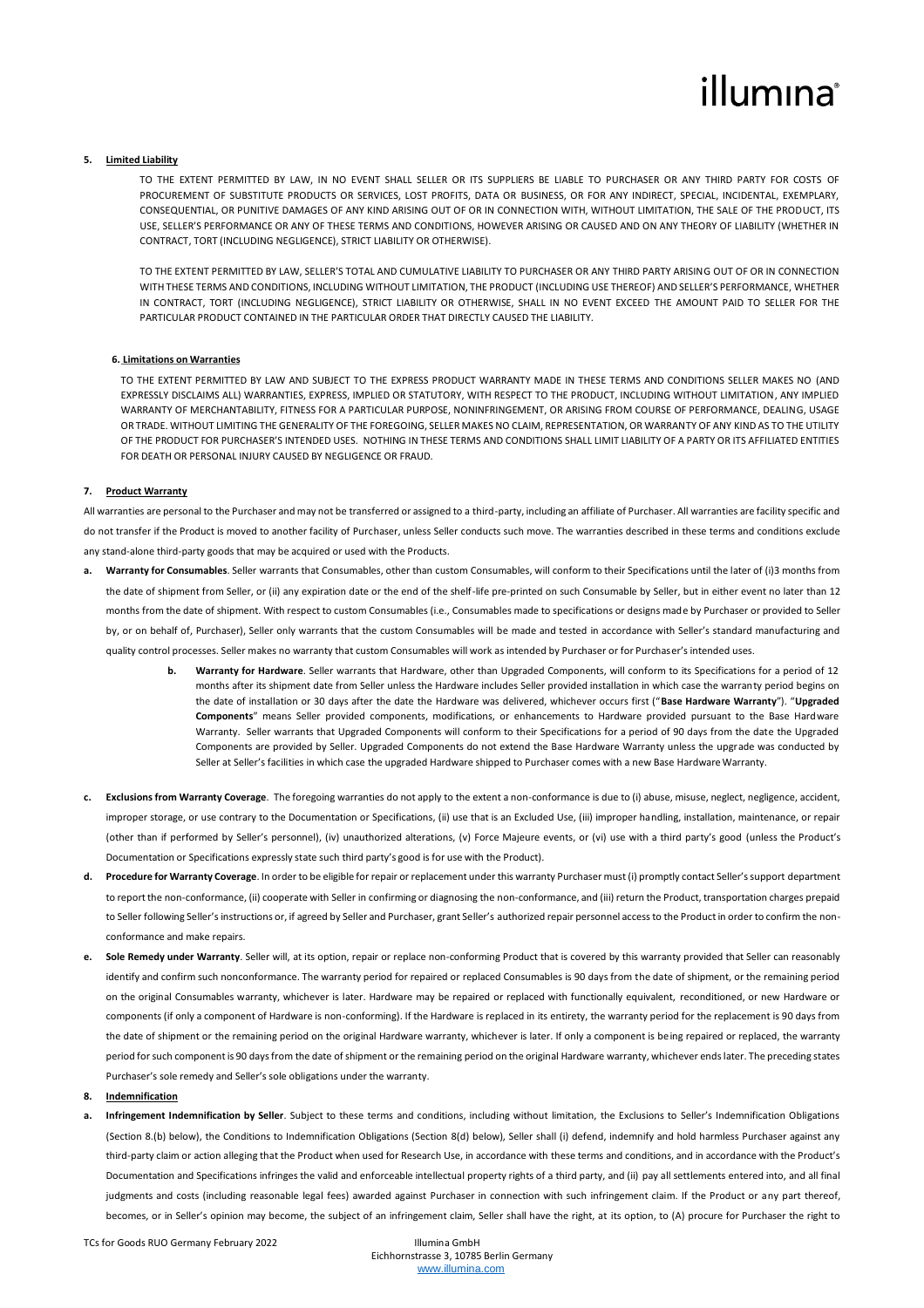**5. Limited Liability**

TO THE EXTENT PERMITTED BY LAW, IN NO EVENT SHALL SELLER OR ITS SUPPLIERS BE LIABLE TO PURCHASER OR ANY THIRD PARTY FOR COSTS OF PROCUREMENT OF SUBSTITUTE PRODUCTS OR SERVICES, LOST PROFITS, DATA OR BUSINESS, OR FOR ANY INDIRECT, SPECIAL, INCIDENTAL, EXEMPLARY, CONSEQUENTIAL, OR PUNITIVE DAMAGES OF ANY KIND ARISING OUT OF OR IN CONNECTION WITH, WITHOUT LIMITATION, THE SALE OF THE PRODUCT, ITS USE, SELLER'S PERFORMANCE OR ANY OF THESE TERMS AND CONDITIONS, HOWEVER ARISING OR CAUSED AND ON ANY THEORY OF LIABILITY (WHETHER IN CONTRACT, TORT (INCLUDING NEGLIGENCE), STRICT LIABILITY OR OTHERWISE).

TO THE EXTENT PERMITTED BY LAW, SELLER'S TOTAL AND CUMULATIVE LIABILITY TO PURCHASER OR ANY THIRD PARTY ARISING OUT OF OR IN CONNECTION WITH THESE TERMS AND CONDITIONS, INCLUDING WITHOUT LIMITATION, THE PRODUCT (INCLUDING USE THEREOF) AND SELLER'S PERFORMANCE, WHETHER IN CONTRACT, TORT (INCLUDING NEGLIGENCE), STRICT LIABILITY OR OTHERWISE, SHALL IN NO EVENT EXCEED THE AMOUNT PAID TO SELLER FOR THE PARTICULAR PRODUCT CONTAINED IN THE PARTICULAR ORDER THAT DIRECTLY CAUSED THE LIABILITY.

**6. Limitations on Warranties**

TO THE EXTENT PERMITTED BY LAW AND SUBJECT TO THE EXPRESS PRODUCT WARRANTY MADE IN THESE TERMS AND CONDITIONS SELLER MAKES NO (AND EXPRESSLY DISCLAIMS ALL) WARRANTIES, EXPRESS, IMPLIED OR STATUTORY, WITH RESPECT TO THE PRODUCT, INCLUDING WITHOUT LIMITATION, ANY IMPLIED WARRANTY OF MERCHANTABILITY, FITNESS FOR A PARTICULAR PURPOSE, NONINFRINGEMENT, OR ARISING FROM COURSE OF PERFORMANCE, DEALING, USAGE OR TRADE. WITHOUT LIMITING THE GENERALITY OF THE FOREGOING, SELLER MAKES NO CLAIM, REPRESENTATION, OR WARRANTY OF ANY KIND AS TO THE UTILITY OF THE PRODUCT FOR PURCHASER'S INTENDED USES. NOTHING IN THESE TERMS AND CONDITIONS SHALL LIMIT LIABILITY OF A PARTY OR ITS AFFILIATED ENTITIES FOR DEATH OR PERSONAL INJURY CAUSED BY NEGLIGENCE OR FRAUD.

**7. Product Warranty**

All warranties are personal to the Purchaser and may not be transferred or assigned to a third-party, including an affiliate of Purchaser. All warranties are facility specific and do not transfer if the Product is moved to another facility of Purchaser, unless Seller conducts such move. The warranties described in these terms and conditions exclude any stand-alone third-party goods that may be acquired or used with the Products.

a. **Warranty for Consumables**. Seller warrants that Consumables, other than custom Consumables, will conform to their Specifications until the later of (i)3 months from the date of shipment from Seller, or (ii) any expiration date or the end of the shelf-life pre-printed on such Consumable by Seller, but in either event no later than 12 months from the date of shipment. With respect to custom Consumables (i.e., Consumables made to specifications or designs made by Purchaser or provided to Seller by, or on behalf of, Purchaser), Seller only warrants that the custom Consumables will be made and tested in accordance with Seller's standard manufacturing and quality control processes. Seller makes no warranty that custom Consumables will work as intended by Purchaser or for Purchaser's intended uses.

b. **Warranty for Hardware**. Seller warrants that Hardware, other than Upgraded Components, will conform to its Specifications for a period of 12 months after its shipment date from Seller unless the Hardware includes Seller provided installation in which case the warranty period begins on the date of installation or 30 days after the date the Hardware was delivered, whichever occurs first ("**Base Hardware Warranty**"). "**Upgraded Components**" means Seller provided components, modifications, or enhancements to Hardware provided pursuant to the Base Hardware Warranty. Seller warrants that Upgraded Components will conform to their Specifications for a period of 90 days from the date the Upgraded Components are provided by Seller. Upgraded Components do not extend the Base Hardware Warranty unless the upgrade was conducted by Seller at Seller's facilities in which case the upgraded Hardware shipped to Purchaser comes with a new Base Hardware Warranty.

c. **Exclusions from Warranty Coverage**. The foregoing warranties do not apply to the extent a non-conformance is due to (i) abuse, misuse, neglect, negligence, accident, improper storage, or use contrary to the Documentation or Specifications, (ii) use that is an Excluded Use, (iii) improper handling, installation, maintenance, or repair (other than if performed by Seller's personnel), (iv) unauthorized alterations, (v) Force Majeure events, or (vi) use with a third party's good (unless the Product's Documentation or Specifications expressly state such third party's good is for use with the Product).

d. **Procedure for Warranty Coverage**. In order to be eligible for repair or replacement under this warranty Purchaser must (i) promptly contact Seller's support department to report the non-conformance, (ii) cooperate with Seller in confirming or diagnosing the non-conformance, and (iii) return the Product, transportation charges prepaid to Seller following Seller's instructions or, if agreed by Seller and Purchaser, grant Seller's authorized repair personnel access to the Product in order to confirm the non-conformance and make repairs.

e. **Sole Remedy under Warranty**. Seller will, at its option, repair or replace non-conforming Product that is covered by this warranty provided that Seller can reasonably identify and confirm such nonconformance. The warranty period for repaired or replaced Consumables is 90 days from the date of shipment, or the remaining period on the original Consumables warranty, whichever is later. Hardware may be repaired or replaced with functionally equivalent, reconditioned, or new Hardware or components (if only a component of Hardware is non-conforming). If the Hardware is replaced in its entirety, the warranty period for the replacement is 90 days from the date of shipment or the remaining period on the original Hardware warranty, whichever is later. If only a component is being repaired or replaced, the warranty period for such component is 90 days from the date of shipment or the remaining period on the original Hardware warranty, whichever ends later. The preceding states Purchaser's sole remedy and Seller's sole obligations under the warranty.

**8. Indemnification**

a. **Infringement Indemnification by Seller**. Subject to these terms and conditions, including without limitation, the Exclusions to Seller's Indemnification Obligations (Section 8.(b) below), the Conditions to Indemnification Obligations (Section 8(d) below), Seller shall (i) defend, indemnify and hold harmless Purchaser against any third-party claim or action alleging that the Product when used for Research Use, in accordance with these terms and conditions, and in accordance with the Product's Documentation and Specifications infringes the valid and enforceable intellectual property rights of a third party, and (ii) pay all settlements entered into, and all final judgments and costs (including reasonable legal fees) awarded against Purchaser in connection with such infringement claim. If the Product or any part thereof, becomes, or in Seller's opinion may become, the subject of an infringement claim, Seller shall have the right, at its option, to (A) procure for Purchaser the right to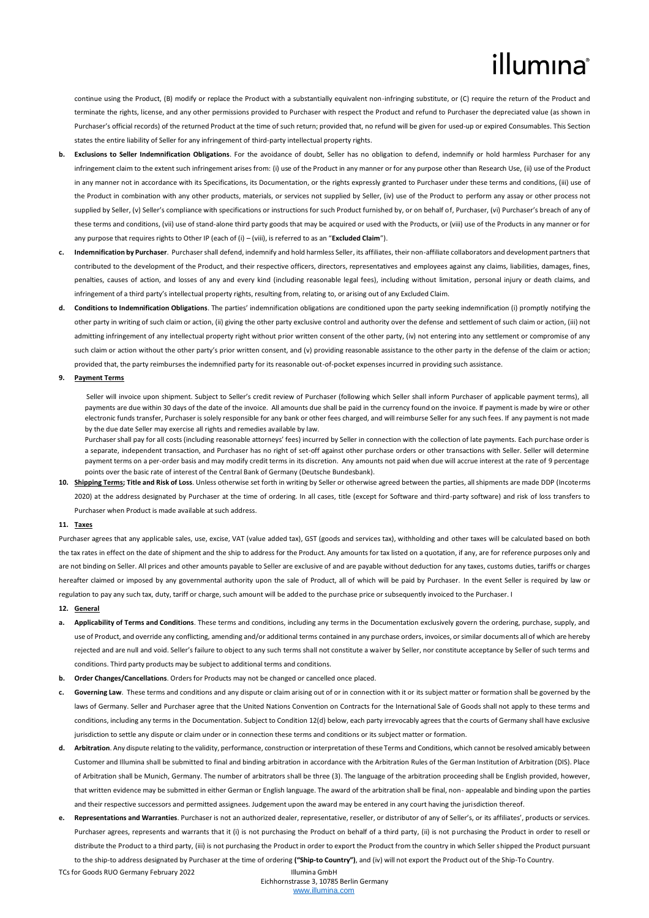continue using the Product, (B) modify or replace the Product with a substantially equivalent non-infringing substitute, or (C) require the return of the Product and terminate the rights, license, and any other permissions provided to Purchaser with respect the Product and refund to Purchaser the depreciated value (as shown in Purchaser's official records) of the returned Product at the time of such return; provided that, no refund will be given for used-up or expired Consumables. This Section states the entire liability of Seller for any infringement of third-party intellectual property rights.

**b. Exclusions to Seller Indemnification Obligations**. For the avoidance of doubt, Seller has no obligation to defend, indemnify or hold harmless Purchaser for any infringement claim to the extent such infringement arises from: (i) use of the Product in any manner or for any purpose other than Research Use, (ii) use of the Product in any manner not in accordance with its Specifications, its Documentation, or the rights expressly granted to Purchaser under these terms and conditions, (iii) use of the Product in combination with any other products, materials, or services not supplied by Seller, (iv) use of the Product to perform any assay or other process not supplied by Seller, (v) Seller's compliance with specifications or instructions for such Product furnished by, or on behalf of, Purchaser, (vi) Purchaser's breach of any of these terms and conditions, (vii) use of stand-alone third party goods that may be acquired or used with the Products, or (viii) use of the Products in any manner or for any purpose that requires rights to Other IP (each of (i) – (viii), is referred to as an "**Excluded Claim**").

**c. Indemnification by Purchaser**. Purchaser shall defend, indemnify and hold harmless Seller, its affiliates, their non-affiliate collaborators and development partners that contributed to the development of the Product, and their respective officers, directors, representatives and employees against any claims, liabilities, damages, fines, penalties, causes of action, and losses of any and every kind (including reasonable legal fees), including without limitation, personal injury or death claims, and infringement of a third party's intellectual property rights, resulting from, relating to, or arising out of any Excluded Claim.

**d. Conditions to Indemnification Obligations**. The parties' indemnification obligations are conditioned upon the party seeking indemnification (i) promptly notifying the other party in writing of such claim or action, (ii) giving the other party exclusive control and authority over the defense and settlement of such claim or action, (iii) not admitting infringement of any intellectual property right without prior written consent of the other party, (iv) not entering into any settlement or compromise of any such claim or action without the other party's prior written consent, and (v) providing reasonable assistance to the other party in the defense of the claim or action; provided that, the party reimburses the indemnified party for its reasonable out-of-pocket expenses incurred in providing such assistance.

**9. Payment Terms**

Seller will invoice upon shipment. Subject to Seller's credit review of Purchaser (following which Seller shall inform Purchaser of applicable payment terms), all payments are due within 30 days of the date of the invoice. All amounts due shall be paid in the currency found on the invoice. If payment is made by wire or other electronic funds transfer, Purchaser is solely responsible for any bank or other fees charged, and will reimburse Seller for any such fees. If any payment is not made by the due date Seller may exercise all rights and remedies available by law.

Purchaser shall pay for all costs (including reasonable attorneys' fees) incurred by Seller in connection with the collection of late payments. Each purchase order is a separate, independent transaction, and Purchaser has no right of set-off against other purchase orders or other transactions with Seller. Seller will determine payment terms on a per-order basis and may modify credit terms in its discretion. Any amounts not paid when due will accrue interest at the rate of 9 percentage points over the basic rate of interest of the Central Bank of Germany (Deutsche Bundesbank).

**10. Shipping Terms; Title and Risk of Loss**. Unless otherwise set forth in writing by Seller or otherwise agreed between the parties, all shipments are made DDP (Incoterms 2020) at the address designated by Purchaser at the time of ordering. In all cases, title (except for Software and third-party software) and risk of loss transfers to Purchaser when Product is made available at such address.

**11. Taxes**

Purchaser agrees that any applicable sales, use, excise, VAT (value added tax), GST (goods and services tax), withholding and other taxes will be calculated based on both the tax rates in effect on the date of shipment and the ship to address for the Product. Any amounts for tax listed on a quotation, if any, are for reference purposes only and are not binding on Seller. All prices and other amounts payable to Seller are exclusive of and are payable without deduction for any taxes, customs duties, tariffs or charges hereafter claimed or imposed by any governmental authority upon the sale of Product, all of which will be paid by Purchaser. In the event Seller is required by law or regulation to pay any such tax, duty, tariff or charge, such amount will be added to the purchase price or subsequently invoiced to the Purchaser. I

**12. General**

**a. Applicability of Terms and Conditions**. These terms and conditions, including any terms in the Documentation exclusively govern the ordering, purchase, supply, and use of Product, and override any conflicting, amending and/or additional terms contained in any purchase orders, invoices, or similar documents all of which are hereby rejected and are null and void. Seller's failure to object to any such terms shall not constitute a waiver by Seller, nor constitute acceptance by Seller of such terms and conditions. Third party products may be subject to additional terms and conditions.

**b. Order Changes/Cancellations**. Orders for Products may not be changed or cancelled once placed.

**c. Governing Law**. These terms and conditions and any dispute or claim arising out of or in connection with it or its subject matter or formation shall be governed by the laws of Germany. Seller and Purchaser agree that the United Nations Convention on Contracts for the International Sale of Goods shall not apply to these terms and conditions, including any terms in the Documentation. Subject to Condition 12(d) below, each party irrevocably agrees that the courts of Germany shall have exclusive jurisdiction to settle any dispute or claim under or in connection these terms and conditions or its subject matter or formation.

**d. Arbitration**. Any dispute relating to the validity, performance, construction or interpretation of these Terms and Conditions, which cannot be resolved amicably between Customer and Illumina shall be submitted to final and binding arbitration in accordance with the Arbitration Rules of the German Institution of Arbitration (DIS). Place of Arbitration shall be Munich, Germany. The number of arbitrators shall be three (3). The language of the arbitration proceeding shall be English provided, however, that written evidence may be submitted in either German or English language. The award of the arbitration shall be final, non- appealable and binding upon the parties and their respective successors and permitted assignees. Judgement upon the award may be entered in any court having the jurisdiction thereof.

**e. Representations and Warranties**. Purchaser is not an authorized dealer, representative, reseller, or distributor of any of Seller's, or its affiliates', products or services. Purchaser agrees, represents and warrants that it (i) is not purchasing the Product on behalf of a third party, (ii) is not purchasing the Product in order to resell or distribute the Product to a third party, (iii) is not purchasing the Product in order to export the Product from the country in which Seller shipped the Product pursuant to the ship-to address designated by Purchaser at the time of ordering **("Ship-to Country")**, and (iv) will not export the Product out of the Ship-To Country.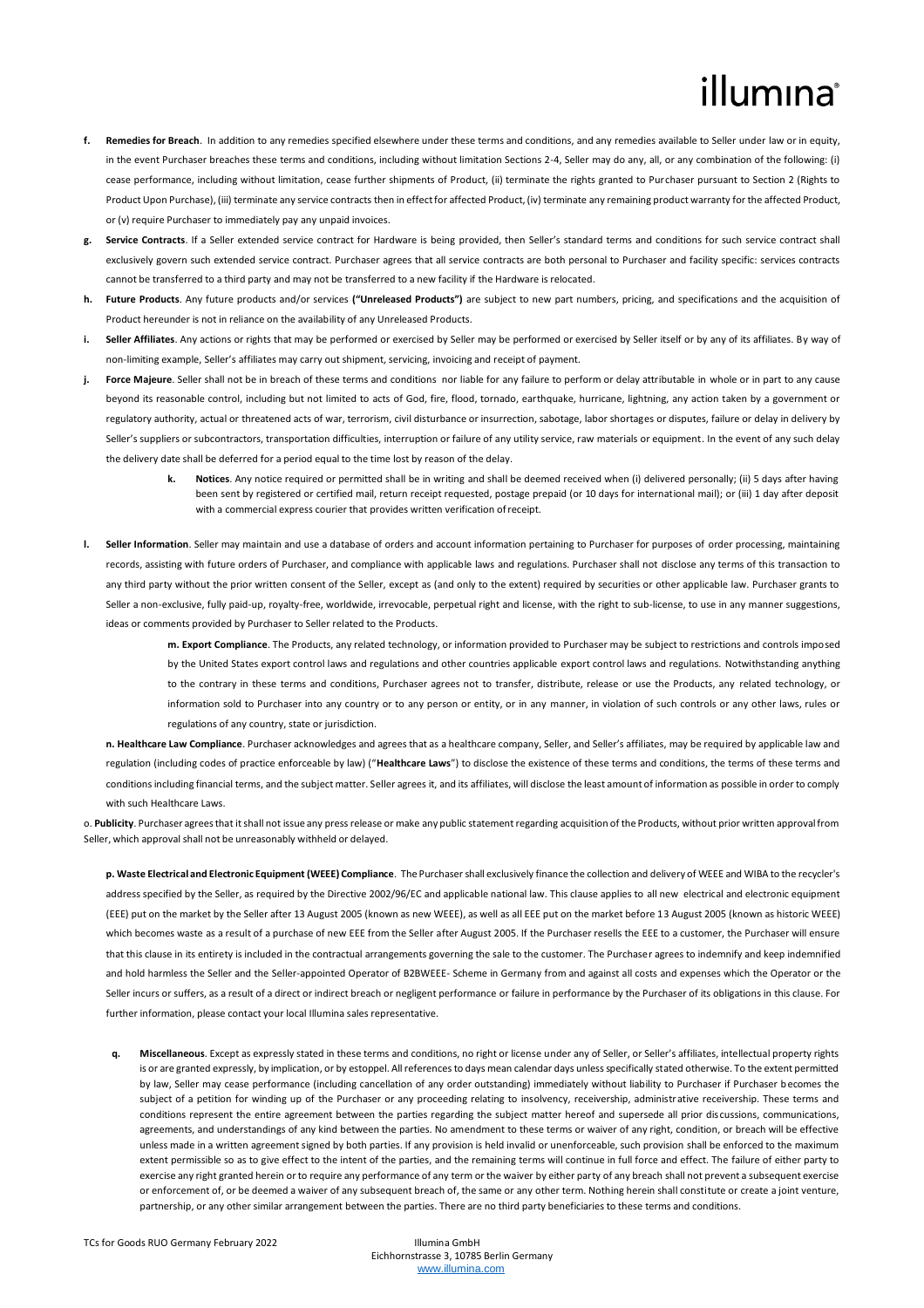**f. Remedies for Breach**. In addition to any remedies specified elsewhere under these terms and conditions, and any remedies available to Seller under law or in equity, in the event Purchaser breaches these terms and conditions, including without limitation Sections 2-4, Seller may do any, all, or any combination of the following: (i) cease performance, including without limitation, cease further shipments of Product, (ii) terminate the rights granted to Purchaser pursuant to Section 2 (Rights to Product Upon Purchase), (iii) terminate any service contracts then in effect for affected Product, (iv) terminate any remaining product warranty for the affected Product, or (v) require Purchaser to immediately pay any unpaid invoices.

**g. Service Contracts**. If a Seller extended service contract for Hardware is being provided, then Seller's standard terms and conditions for such service contract shall exclusively govern such extended service contract. Purchaser agrees that all service contracts are both personal to Purchaser and facility specific: services contracts cannot be transferred to a third party and may not be transferred to a new facility if the Hardware is relocated.

**h. Future Products**. Any future products and/or services **("Unreleased Products")** are subject to new part numbers, pricing, and specifications and the acquisition of Product hereunder is not in reliance on the availability of any Unreleased Products.

**i. Seller Affiliates**. Any actions or rights that may be performed or exercised by Seller may be performed or exercised by Seller itself or by any of its affiliates. By way of non-limiting example, Seller's affiliates may carry out shipment, servicing, invoicing and receipt of payment.

**j. Force Majeure**. Seller shall not be in breach of these terms and conditions nor liable for any failure to perform or delay attributable in whole or in part to any cause beyond its reasonable control, including but not limited to acts of God, fire, flood, tornado, earthquake, hurricane, lightning, any action taken by a government or regulatory authority, actual or threatened acts of war, terrorism, civil disturbance or insurrection, sabotage, labor shortages or disputes, failure or delay in delivery by Seller's suppliers or subcontractors, transportation difficulties, interruption or failure of any utility service, raw materials or equipment. In the event of any such delay the delivery date shall be deferred for a period equal to the time lost by reason of the delay.

**k. Notices**. Any notice required or permitted shall be in writing and shall be deemed received when (i) delivered personally; (ii) 5 days after having been sent by registered or certified mail, return receipt requested, postage prepaid (or 10 days for international mail); or (iii) 1 day after deposit with a commercial express courier that provides written verification of receipt.

**l. Seller Information**. Seller may maintain and use a database of orders and account information pertaining to Purchaser for purposes of order processing, maintaining records, assisting with future orders of Purchaser, and compliance with applicable laws and regulations. Purchaser shall not disclose any terms of this transaction to any third party without the prior written consent of the Seller, except as (and only to the extent) required by securities or other applicable law. Purchaser grants to Seller a non-exclusive, fully paid-up, royalty-free, worldwide, irrevocable, perpetual right and license, with the right to sub-license, to use in any manner suggestions, ideas or comments provided by Purchaser to Seller related to the Products.

**m. Export Compliance**. The Products, any related technology, or information provided to Purchaser may be subject to restrictions and controls imposed by the United States export control laws and regulations and other countries applicable export control laws and regulations. Notwithstanding anything to the contrary in these terms and conditions, Purchaser agrees not to transfer, distribute, release or use the Products, any related technology, or information sold to Purchaser into any country or to any person or entity, or in any manner, in violation of such controls or any other laws, rules or regulations of any country, state or jurisdiction.

**n. Healthcare Law Compliance**. Purchaser acknowledges and agrees that as a healthcare company, Seller, and Seller's affiliates, may be required by applicable law and regulation (including codes of practice enforceable by law) ("**Healthcare Laws**") to disclose the existence of these terms and conditions, the terms of these terms and conditions including financial terms, and the subject matter. Seller agrees it, and its affiliates, will disclose the least amount of information as possible in order to comply with such Healthcare Laws.

o. **Publicity**. Purchaser agrees that it shall not issue any press release or make any public statement regarding acquisition of the Products, without prior written approval from Seller, which approval shall not be unreasonably withheld or delayed.

**p. Waste Electrical and Electronic Equipment (WEEE) Compliance**. The Purchaser shall exclusively finance the collection and delivery of WEEE and WIBA to the recycler's address specified by the Seller, as required by the Directive 2002/96/EC and applicable national law. This clause applies to all new electrical and electronic equipment (EEE) put on the market by the Seller after 13 August 2005 (known as new WEEE), as well as all EEE put on the market before 13 August 2005 (known as historic WEEE) which becomes waste as a result of a purchase of new EEE from the Seller after August 2005. If the Purchaser resells the EEE to a customer, the Purchaser will ensure that this clause in its entirety is included in the contractual arrangements governing the sale to the customer. The Purchaser agrees to indemnify and keep indemnified and hold harmless the Seller and the Seller-appointed Operator of B2BWEEE- Scheme in Germany from and against all costs and expenses which the Operator or the Seller incurs or suffers, as a result of a direct or indirect breach or negligent performance or failure in performance by the Purchaser of its obligations in this clause. For further information, please contact your local Illumina sales representative.

**q. Miscellaneous**. Except as expressly stated in these terms and conditions, no right or license under any of Seller, or Seller's affiliates, intellectual property rights is or are granted expressly, by implication, or by estoppel. All references to days mean calendar days unless specifically stated otherwise. To the extent permitted by law, Seller may cease performance (including cancellation of any order outstanding) immediately without liability to Purchaser if Purchaser becomes the subject of a petition for winding up of the Purchaser or any proceeding relating to insolvency, receivership, administrative receivership. These terms and conditions represent the entire agreement between the parties regarding the subject matter hereof and supersede all prior discussions, communications, agreements, and understandings of any kind between the parties. No amendment to these terms or waiver of any right, condition, or breach will be effective unless made in a written agreement signed by both parties. If any provision is held invalid or unenforceable, such provision shall be enforced to the maximum extent permissible so as to give effect to the intent of the parties, and the remaining terms will continue in full force and effect. The failure of either party to exercise any right granted herein or to require any performance of any term or the waiver by either party of any breach shall not prevent a subsequent exercise or enforcement of, or be deemed a waiver of any subsequent breach of, the same or any other term. Nothing herein shall constitute or create a joint venture, partnership, or any other similar arrangement between the parties. There are no third party beneficiaries to these terms and conditions.